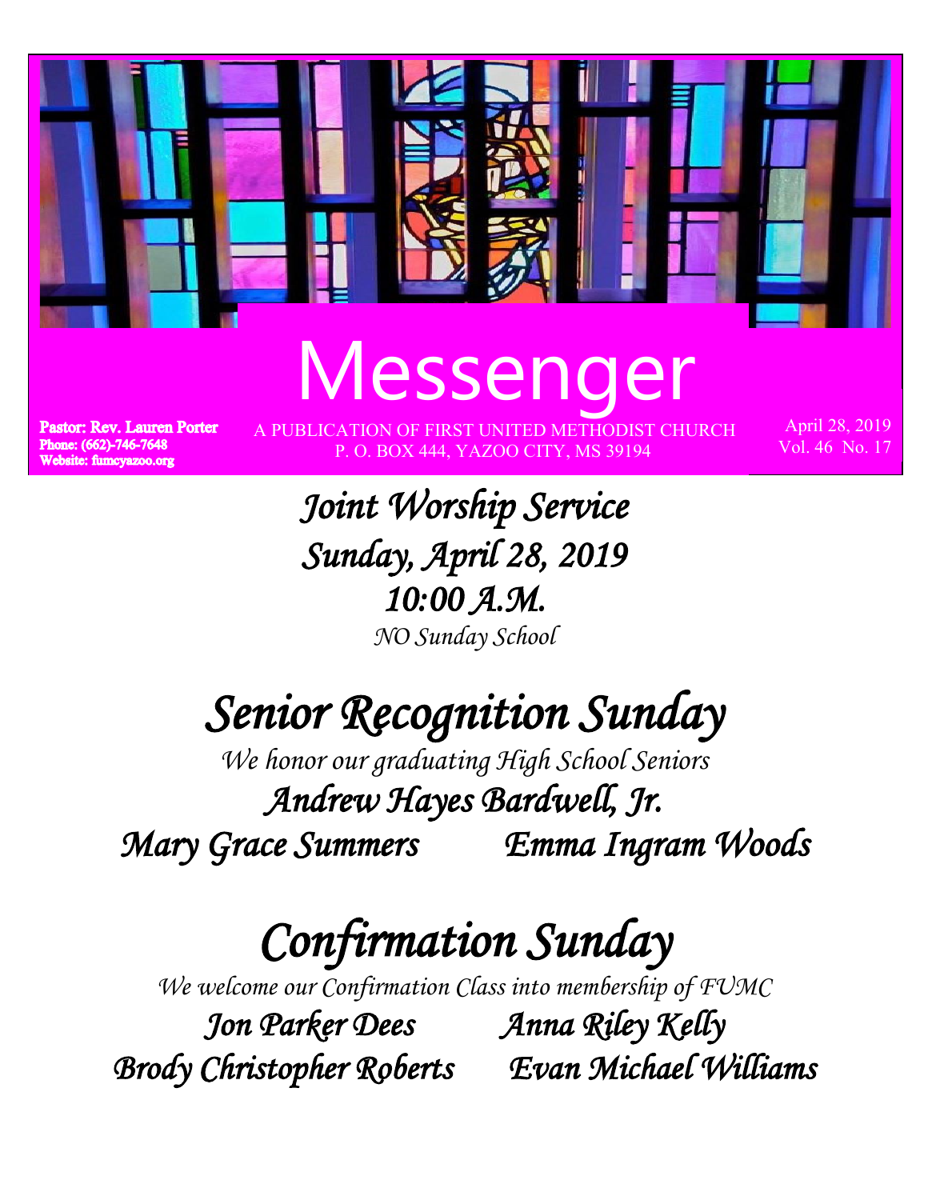# Messenger

**Pastor: Rev. Lauren Porter**
**Phone: (662)-746-7648**
**Website: fumcyazoo.org**

A PUBLICATION OF FIRST UNITED METHODIST CHURCH
P. O. BOX 444, YAZOO CITY, MS 39194

April 28, 2019
Vol. 46 No. 17

## *Joint Worship Service*
## *Sunday, April 28, 2019*
## *10:00 A.M.*

*NO Sunday School*

# *Senior Recognition Sunday*

*We honor our graduating High School Seniors*

***Andrew Hayes Bardwell, Jr.***

***Mary Grace Summers***

***Emma Ingram Woods***

# *Confirmation Sunday*

*We welcome our Confirmation Class into membership of FUMC*

***Jon Parker Dees***

***Anna Riley Kelly***

***Brody Christopher Roberts***

***Evan Michael Williams***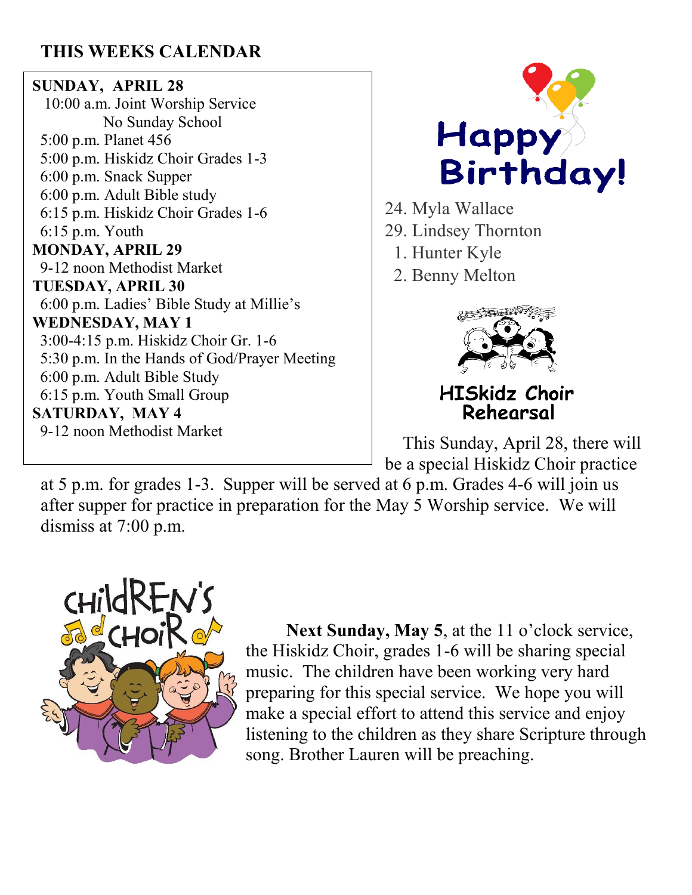## THIS WEEKS CALENDAR

**SUNDAY, APRIL 28**
10:00 a.m. Joint Worship Service
No Sunday School
5:00 p.m. Planet 456
5:00 p.m. Hiskidz Choir Grades 1-3
6:00 p.m. Snack Supper
6:00 p.m. Adult Bible study
6:15 p.m. Hiskidz Choir Grades 1-6
6:15 p.m. Youth

**MONDAY, APRIL 29**
9-12 noon Methodist Market

**TUESDAY, APRIL 30**
6:00 p.m. Ladies' Bible Study at Millie's

**WEDNESDAY, MAY 1**
3:00-4:15 p.m. Hiskidz Choir Gr. 1-6
5:30 p.m. In the Hands of God/Prayer Meeting
6:00 p.m. Adult Bible Study
6:15 p.m. Youth Small Group

**SATURDAY, MAY 4**
9-12 noon Methodist Market

## Happy Birthday!

24. Myla Wallace
29. Lindsey Thornton
1. Hunter Kyle
2. Benny Melton

## HISkidz Choir Rehearsal

This Sunday, April 28, there will be a special Hiskidz Choir practice at 5 p.m. for grades 1-3. Supper will be served at 6 p.m. Grades 4-6 will join us after supper for practice in preparation for the May 5 Worship service. We will dismiss at 7:00 p.m.

## Children's Choir

**Next Sunday, May 5**, at the 11 o'clock service, the Hiskidz Choir, grades 1-6 will be sharing special music. The children have been working very hard preparing for this special service. We hope you will make a special effort to attend this service and enjoy listening to the children as they share Scripture through song. Brother Lauren will be preaching.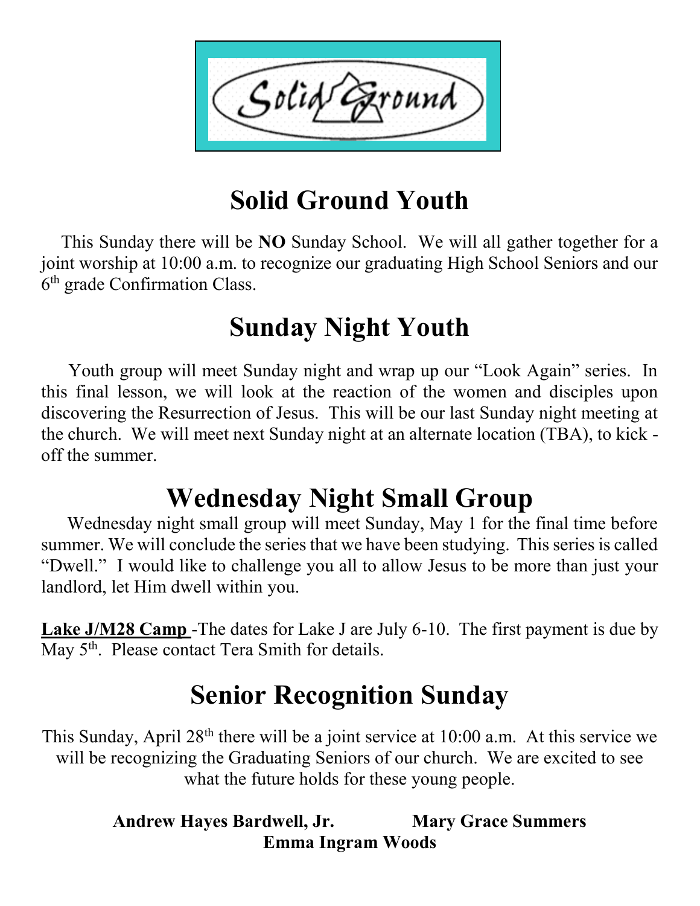Solid Ground

# Solid Ground Youth

This Sunday there will be **NO** Sunday School. We will all gather together for a joint worship at 10:00 a.m. to recognize our graduating High School Seniors and our 6th grade Confirmation Class.

# Sunday Night Youth

Youth group will meet Sunday night and wrap up our "Look Again" series. In this final lesson, we will look at the reaction of the women and disciples upon discovering the Resurrection of Jesus. This will be our last Sunday night meeting at the church. We will meet next Sunday night at an alternate location (TBA), to kick - off the summer.

# Wednesday Night Small Group

Wednesday night small group will meet Sunday, May 1 for the final time before summer. We will conclude the series that we have been studying. This series is called "Dwell." I would like to challenge you all to allow Jesus to be more than just your landlord, let Him dwell within you.

**Lake J/M28 Camp** -The dates for Lake J are July 6-10. The first payment is due by May 5th. Please contact Tera Smith for details.

# Senior Recognition Sunday

This Sunday, April 28th there will be a joint service at 10:00 a.m. At this service we will be recognizing the Graduating Seniors of our church. We are excited to see what the future holds for these young people.

**Andrew Hayes Bardwell, Jr.**
**Mary Grace Summers**
**Emma Ingram Woods**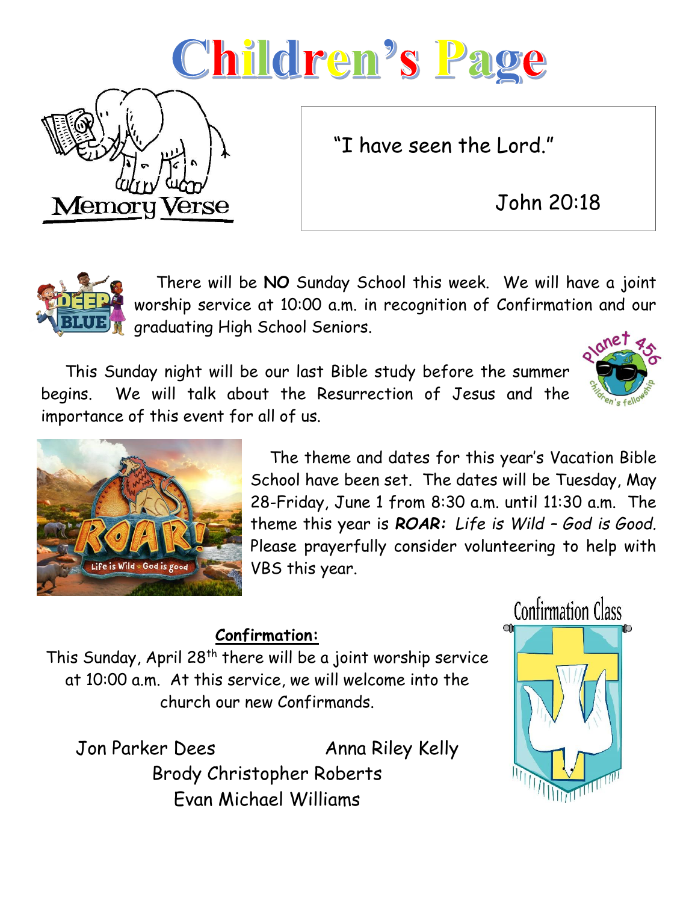# Children's Page

## Memory Verse

"I have seen the Lord."

John 20:18

There will be **NO** Sunday School this week. We will have a joint worship service at 10:00 a.m. in recognition of Confirmation and our graduating High School Seniors.

This Sunday night will be our last Bible study before the summer begins. We will talk about the Resurrection of Jesus and the importance of this event for all of us.

The theme and dates for this year's Vacation Bible School have been set. The dates will be Tuesday, May 28-Friday, June 1 from 8:30 a.m. until 11:30 a.m. The theme this year is ***ROAR:*** *Life is Wild – God is Good.* Please prayerfully consider volunteering to help with VBS this year.

**Confirmation:**

This Sunday, April 28th there will be a joint worship service at 10:00 a.m. At this service, we will welcome into the church our new Confirmands.

Jon Parker Dees

Anna Riley Kelly

Brody Christopher Roberts

Evan Michael Williams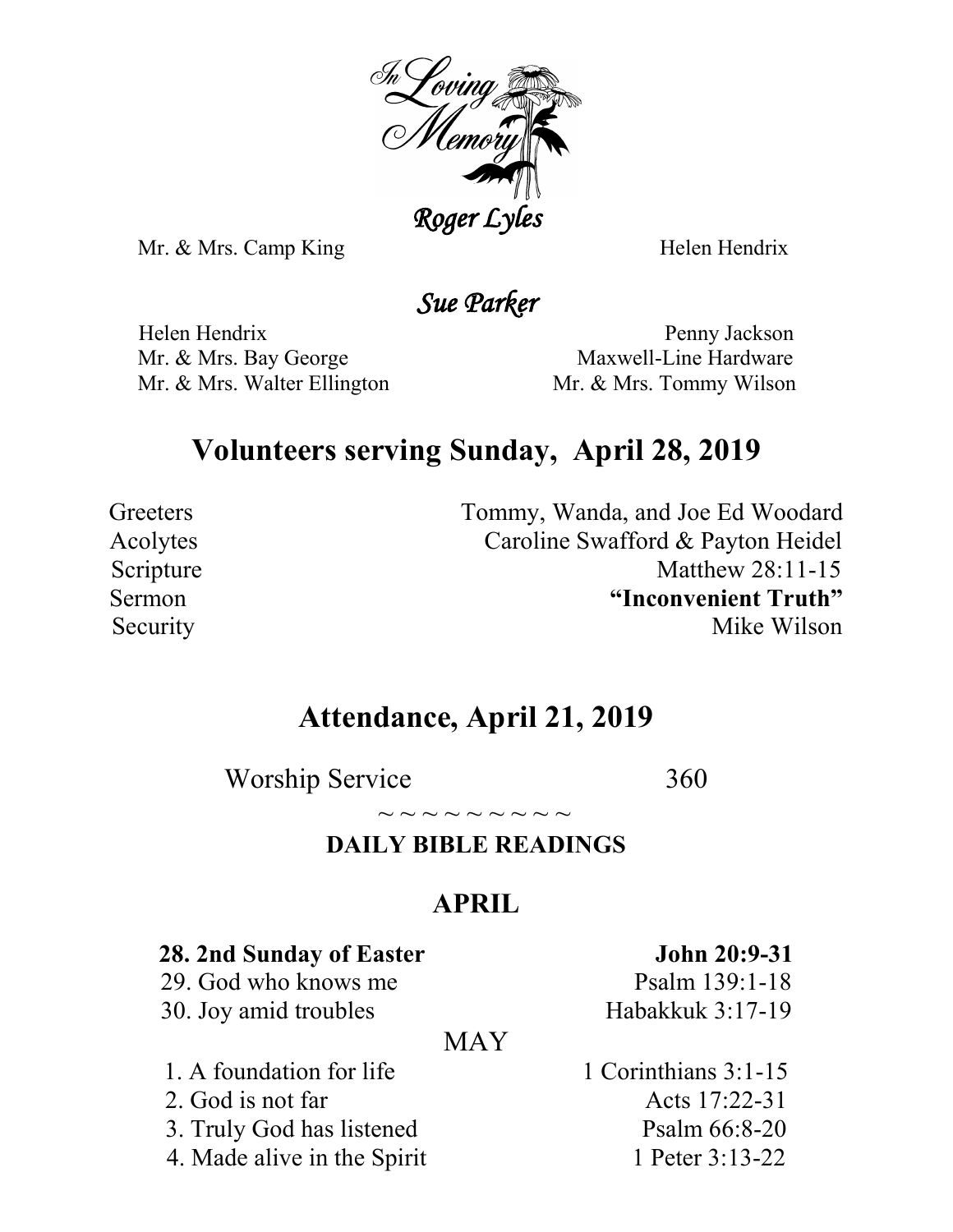*In Loving Memory*

*Roger Lyles*

Mr. & Mrs. Camp King

Helen Hendrix

*Sue Parker*

Helen Hendrix
Mr. & Mrs. Bay George
Mr. & Mrs. Walter Ellington

Penny Jackson
Maxwell-Line Hardware
Mr. & Mrs. Tommy Wilson

## Volunteers serving Sunday, April 28, 2019

| | |
|---|---|
| Greeters | Tommy, Wanda, and Joe Ed Woodard |
| Acolytes | Caroline Swafford & Payton Heidel |
| Scripture | Matthew 28:11-15 |
| Sermon | **"Inconvenient Truth"** |
| Security | Mike Wilson |

## Attendance, April 21, 2019

Worship Service 360

~ ~ ~ ~ ~ ~ ~ ~ ~ ~

### DAILY BIBLE READINGS

### APRIL

| | |
|---|---|
| **28. 2nd Sunday of Easter** | **John 20:9-31** |
| 29. God who knows me | Psalm 139:1-18 |
| 30. Joy amid troubles | Habakkuk 3:17-19 |

MAY

| | |
|---|---|
| 1. A foundation for life | 1 Corinthians 3:1-15 |
| 2. God is not far | Acts 17:22-31 |
| 3. Truly God has listened | Psalm 66:8-20 |
| 4. Made alive in the Spirit | 1 Peter 3:13-22 |